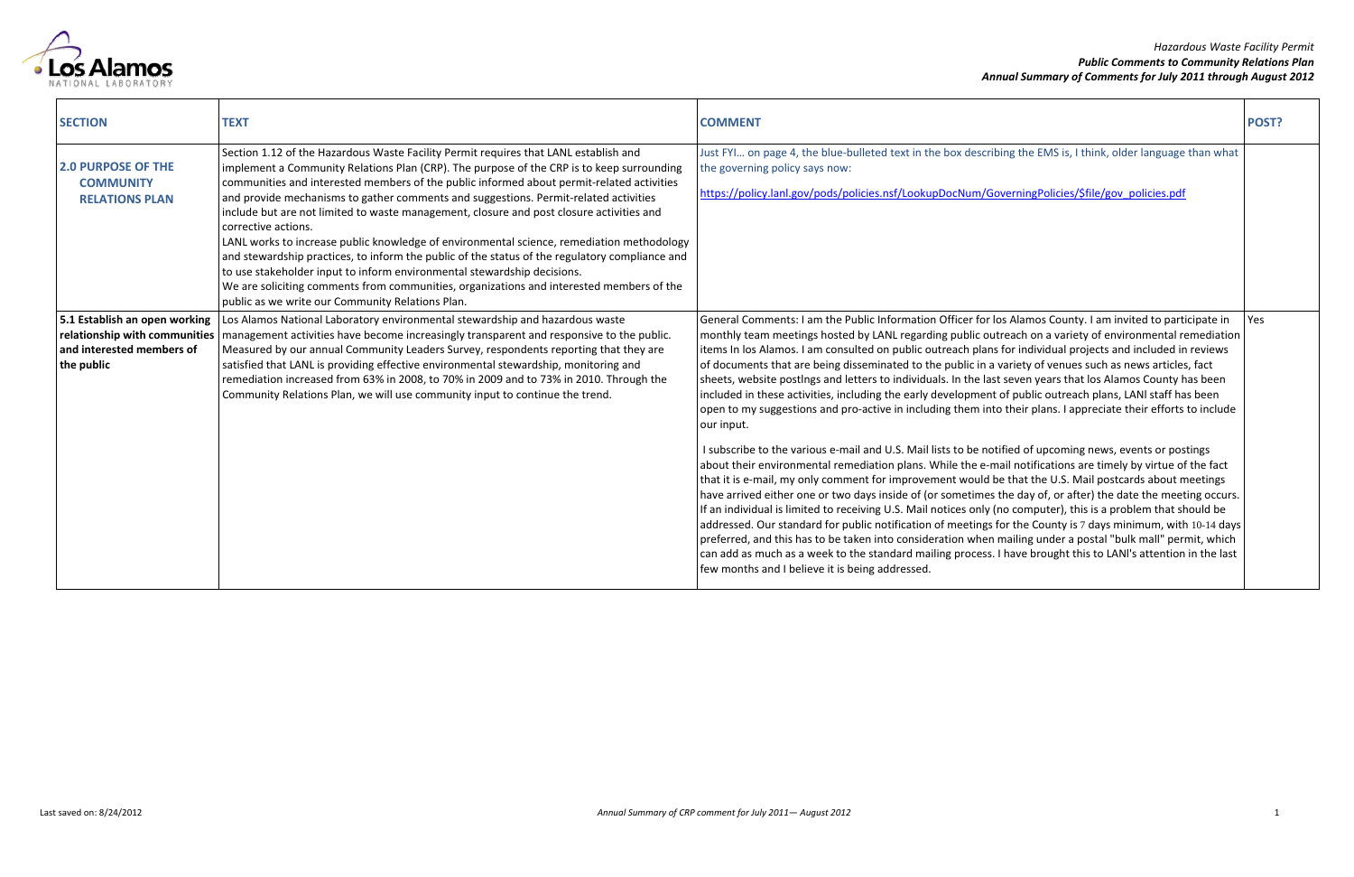*Hazardous Waste Facility Permit*
***Public Comments to Community Relations Plan***
***Annual Summary of Comments for July 2011 through August 2012***

| SECTION | TEXT | COMMENT | POST? |
|---|---|---|---|
| **2.0 PURPOSE OF THE COMMUNITY RELATIONS PLAN** | Section 1.12 of the Hazardous Waste Facility Permit requires that LANL establish and implement a Community Relations Plan (CRP). The purpose of the CRP is to keep surrounding communities and interested members of the public informed about permit-related activities and provide mechanisms to gather comments and suggestions. Permit-related activities include but are not limited to waste management, closure and post closure activities and corrective actions.<br>LANL works to increase public knowledge of environmental science, remediation methodology and stewardship practices, to inform the public of the status of the regulatory compliance and to use stakeholder input to inform environmental stewardship decisions.<br>We are soliciting comments from communities, organizations and interested members of the public as we write our Community Relations Plan. | Just FYI… on page 4, the blue-bulleted text in the box describing the EMS is, I think, older language than what the governing policy says now:<br><br>https://policy.lanl.gov/pods/policies.nsf/LookupDocNum/GoverningPolicies/$file/gov_policies.pdf | |
| **5.1 Establish an open working relationship with communities and interested members of the public** | Los Alamos National Laboratory environmental stewardship and hazardous waste management activities have become increasingly transparent and responsive to the public. Measured by our annual Community Leaders Survey, respondents reporting that they are satisfied that LANL is providing effective environmental stewardship, monitoring and remediation increased from 63% in 2008, to 70% in 2009 and to 73% in 2010. Through the Community Relations Plan, we will use community input to continue the trend. | General Comments: I am the Public Information Officer for los Alamos County. I am invited to participate in monthly team meetings hosted by LANL regarding public outreach on a variety of environmental remediation items In los Alamos. I am consulted on public outreach plans for individual projects and included in reviews of documents that are being disseminated to the public in a variety of venues such as news articles, fact sheets, website postlngs and letters to individuals. In the last seven years that los Alamos County has been included in these activities, including the early development of public outreach plans, LANl staff has been open to my suggestions and pro-active in including them into their plans. I appreciate their efforts to include our input.<br><br>I subscribe to the various e-mail and U.S. Mail lists to be notified of upcoming news, events or postings about their environmental remediation plans. While the e-mail notifications are timely by virtue of the fact that it is e-mail, my only comment for improvement would be that the U.S. Mail postcards about meetings have arrived either one or two days inside of (or sometimes the day of, or after) the date the meeting occurs. If an individual is limited to receiving U.S. Mail notices only (no computer), this is a problem that should be addressed. Our standard for public notification of meetings for the County is 7 days minimum, with 10-14 days preferred, and this has to be taken into consideration when mailing under a postal "bulk mall" permit, which can add as much as a week to the standard mailing process. I have brought this to LANl's attention in the last few months and I believe it is being addressed. | Yes |

Last saved on: 8/24/2012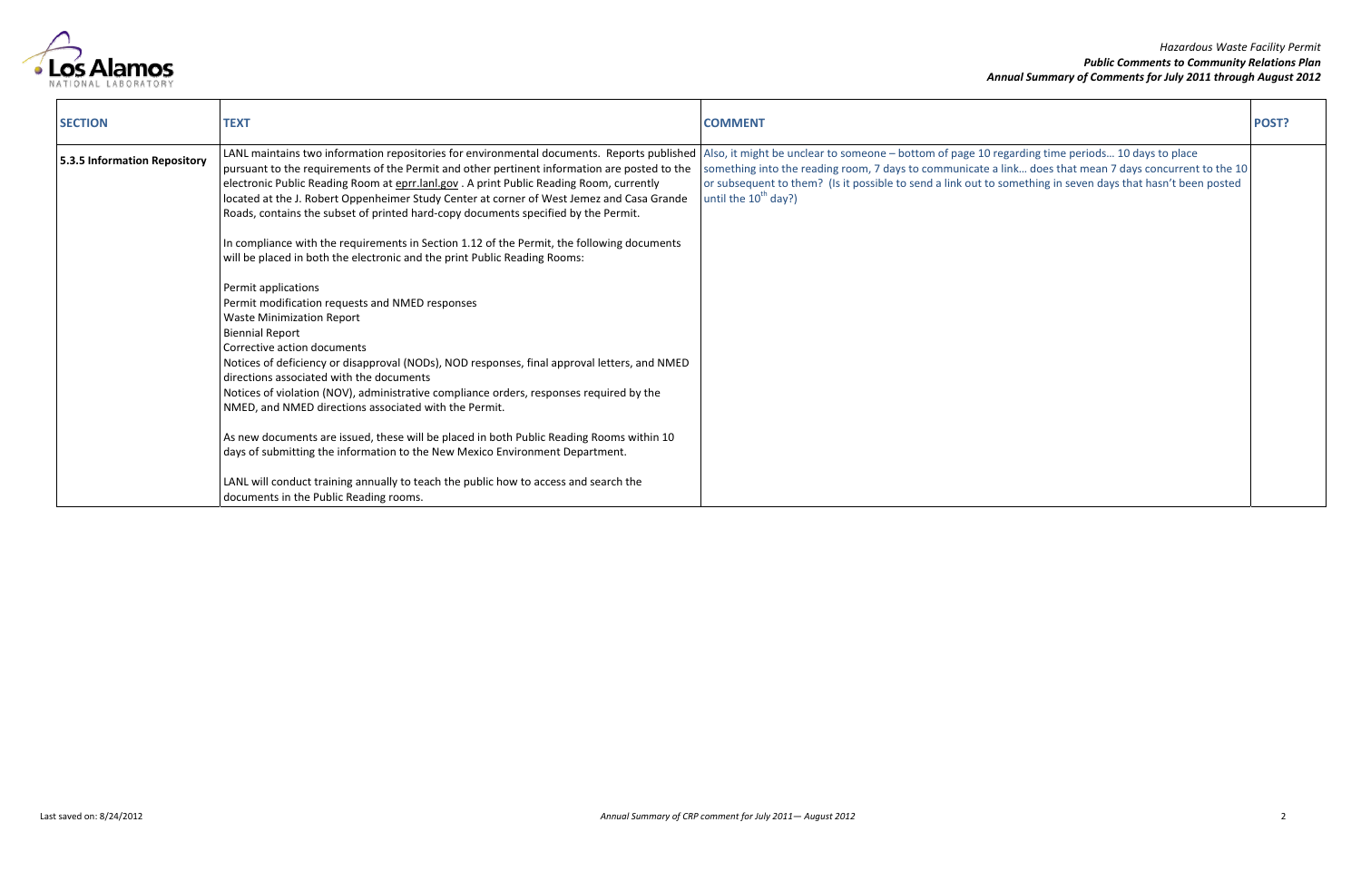| SECTION | TEXT | COMMENT | POST? |
|---|---|---|---|
| **5.3.5 Information Repository** | LANL maintains two information repositories for environmental documents. Reports published pursuant to the requirements of the Permit and other pertinent information are posted to the electronic Public Reading Room at eprr.lanl.gov . A print Public Reading Room, currently located at the J. Robert Oppenheimer Study Center at corner of West Jemez and Casa Grande Roads, contains the subset of printed hard-copy documents specified by the Permit.<br><br>In compliance with the requirements in Section 1.12 of the Permit, the following documents will be placed in both the electronic and the print Public Reading Rooms:<br><br>Permit applications<br>Permit modification requests and NMED responses<br>Waste Minimization Report<br>Biennial Report<br>Corrective action documents<br>Notices of deficiency or disapproval (NODs), NOD responses, final approval letters, and NMED directions associated with the documents<br>Notices of violation (NOV), administrative compliance orders, responses required by the NMED, and NMED directions associated with the Permit.<br><br>As new documents are issued, these will be placed in both Public Reading Rooms within 10 days of submitting the information to the New Mexico Environment Department.<br><br>LANL will conduct training annually to teach the public how to access and search the documents in the Public Reading rooms. | Also, it might be unclear to someone – bottom of page 10 regarding time periods… 10 days to place something into the reading room, 7 days to communicate a link… does that mean 7 days concurrent to the 10 or subsequent to them? (Is it possible to send a link out to something in seven days that hasn't been posted until the 10th day?) | |